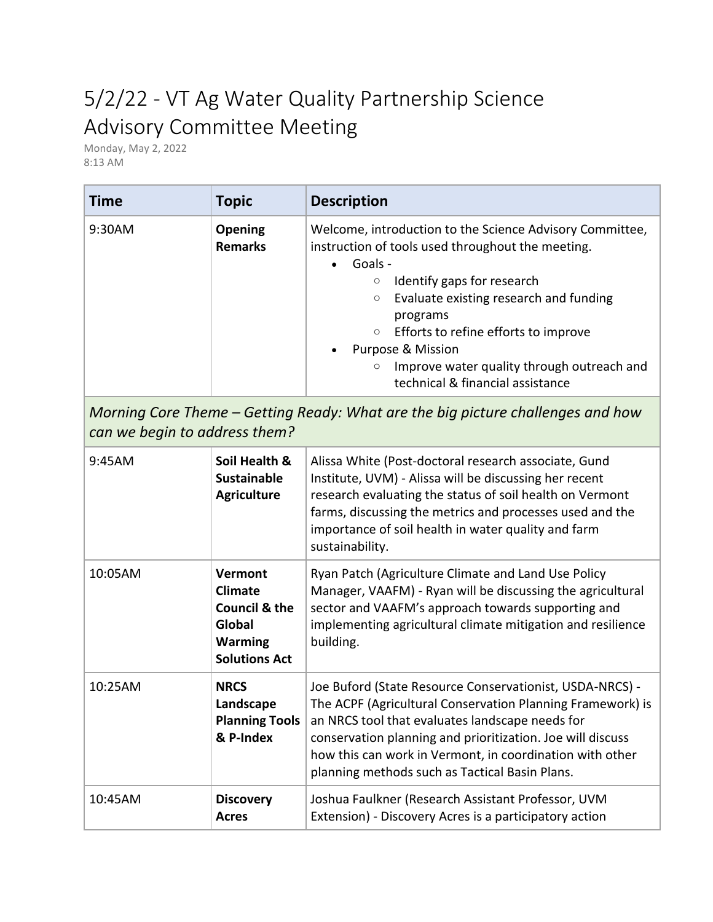# 5/2/22 - VT Ag Water Quality Partnership Science Advisory Committee Meeting

Monday, May 2, 2022
8:13 AM

| Time | Topic | Description |
|---|---|---|
| 9:30AM | **Opening Remarks** | Welcome, introduction to the Science Advisory Committee, instruction of tools used throughout the meeting.<br>• Goals -<br>  ○ Identify gaps for research<br>  ○ Evaluate existing research and funding programs<br>  ○ Efforts to refine efforts to improve<br>• Purpose & Mission<br>  ○ Improve water quality through outreach and technical & financial assistance |
| *Morning Core Theme – Getting Ready: What are the big picture challenges and how can we begin to address them?* | | |
| 9:45AM | **Soil Health & Sustainable Agriculture** | Alissa White (Post-doctoral research associate, Gund Institute, UVM) - Alissa will be discussing her recent research evaluating the status of soil health on Vermont farms, discussing the metrics and processes used and the importance of soil health in water quality and farm sustainability. |
| 10:05AM | **Vermont Climate Council & the Global Warming Solutions Act** | Ryan Patch (Agriculture Climate and Land Use Policy Manager, VAAFM) - Ryan will be discussing the agricultural sector and VAAFM's approach towards supporting and implementing agricultural climate mitigation and resilience building. |
| 10:25AM | **NRCS Landscape Planning Tools & P-Index** | Joe Buford (State Resource Conservationist, USDA-NRCS) - The ACPF (Agricultural Conservation Planning Framework) is an NRCS tool that evaluates landscape needs for conservation planning and prioritization. Joe will discuss how this can work in Vermont, in coordination with other planning methods such as Tactical Basin Plans. |
| 10:45AM | **Discovery Acres** | Joshua Faulkner (Research Assistant Professor, UVM Extension) - Discovery Acres is a participatory action |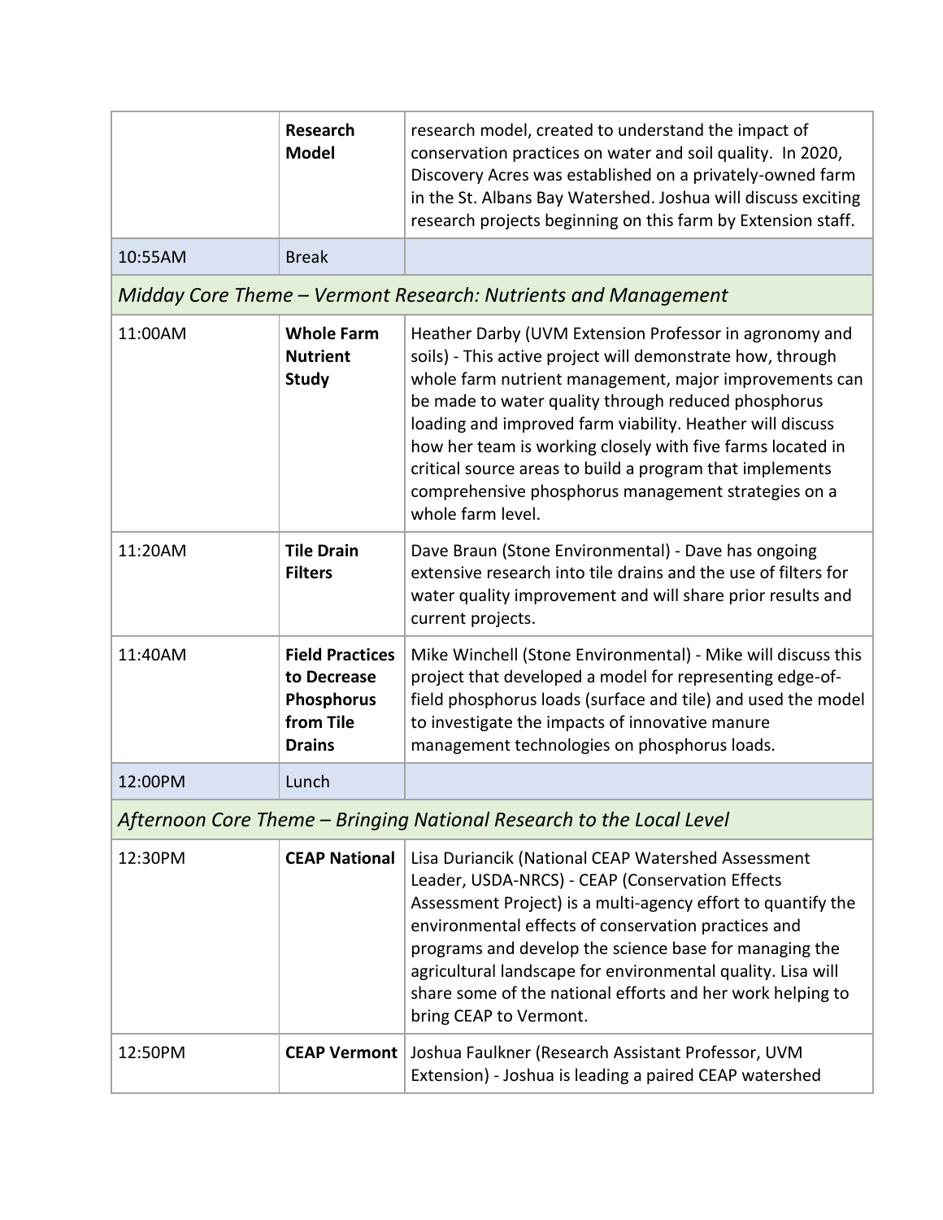| | | |
|---|---|---|
| | **Research Model** | research model, created to understand the impact of conservation practices on water and soil quality. In 2020, Discovery Acres was established on a privately-owned farm in the St. Albans Bay Watershed. Joshua will discuss exciting research projects beginning on this farm by Extension staff. |
| 10:55AM | Break | |
| *Midday Core Theme – Vermont Research: Nutrients and Management* | | |
| 11:00AM | **Whole Farm Nutrient Study** | Heather Darby (UVM Extension Professor in agronomy and soils) - This active project will demonstrate how, through whole farm nutrient management, major improvements can be made to water quality through reduced phosphorus loading and improved farm viability. Heather will discuss how her team is working closely with five farms located in critical source areas to build a program that implements comprehensive phosphorus management strategies on a whole farm level. |
| 11:20AM | **Tile Drain Filters** | Dave Braun (Stone Environmental) - Dave has ongoing extensive research into tile drains and the use of filters for water quality improvement and will share prior results and current projects. |
| 11:40AM | **Field Practices to Decrease Phosphorus from Tile Drains** | Mike Winchell (Stone Environmental) - Mike will discuss this project that developed a model for representing edge-of-field phosphorus loads (surface and tile) and used the model to investigate the impacts of innovative manure management technologies on phosphorus loads. |
| 12:00PM | Lunch | |
| *Afternoon Core Theme – Bringing National Research to the Local Level* | | |
| 12:30PM | **CEAP National** | Lisa Duriancik (National CEAP Watershed Assessment Leader, USDA-NRCS) - CEAP (Conservation Effects Assessment Project) is a multi-agency effort to quantify the environmental effects of conservation practices and programs and develop the science base for managing the agricultural landscape for environmental quality. Lisa will share some of the national efforts and her work helping to bring CEAP to Vermont. |
| 12:50PM | **CEAP Vermont** | Joshua Faulkner (Research Assistant Professor, UVM Extension) - Joshua is leading a paired CEAP watershed |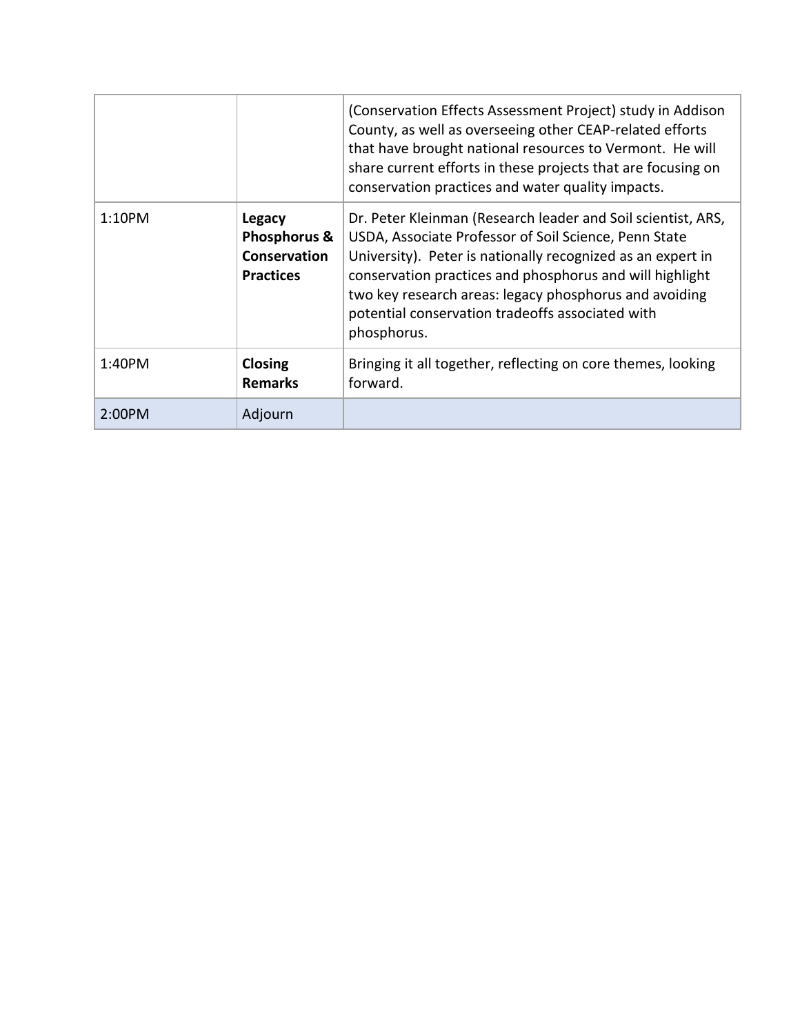| | | |
|---|---|---|
| | | (Conservation Effects Assessment Project) study in Addison County, as well as overseeing other CEAP-related efforts that have brought national resources to Vermont. He will share current efforts in these projects that are focusing on conservation practices and water quality impacts. |
| 1:10PM | **Legacy Phosphorus & Conservation Practices** | Dr. Peter Kleinman (Research leader and Soil scientist, ARS, USDA, Associate Professor of Soil Science, Penn State University). Peter is nationally recognized as an expert in conservation practices and phosphorus and will highlight two key research areas: legacy phosphorus and avoiding potential conservation tradeoffs associated with phosphorus. |
| 1:40PM | **Closing Remarks** | Bringing it all together, reflecting on core themes, looking forward. |
| 2:00PM | Adjourn | |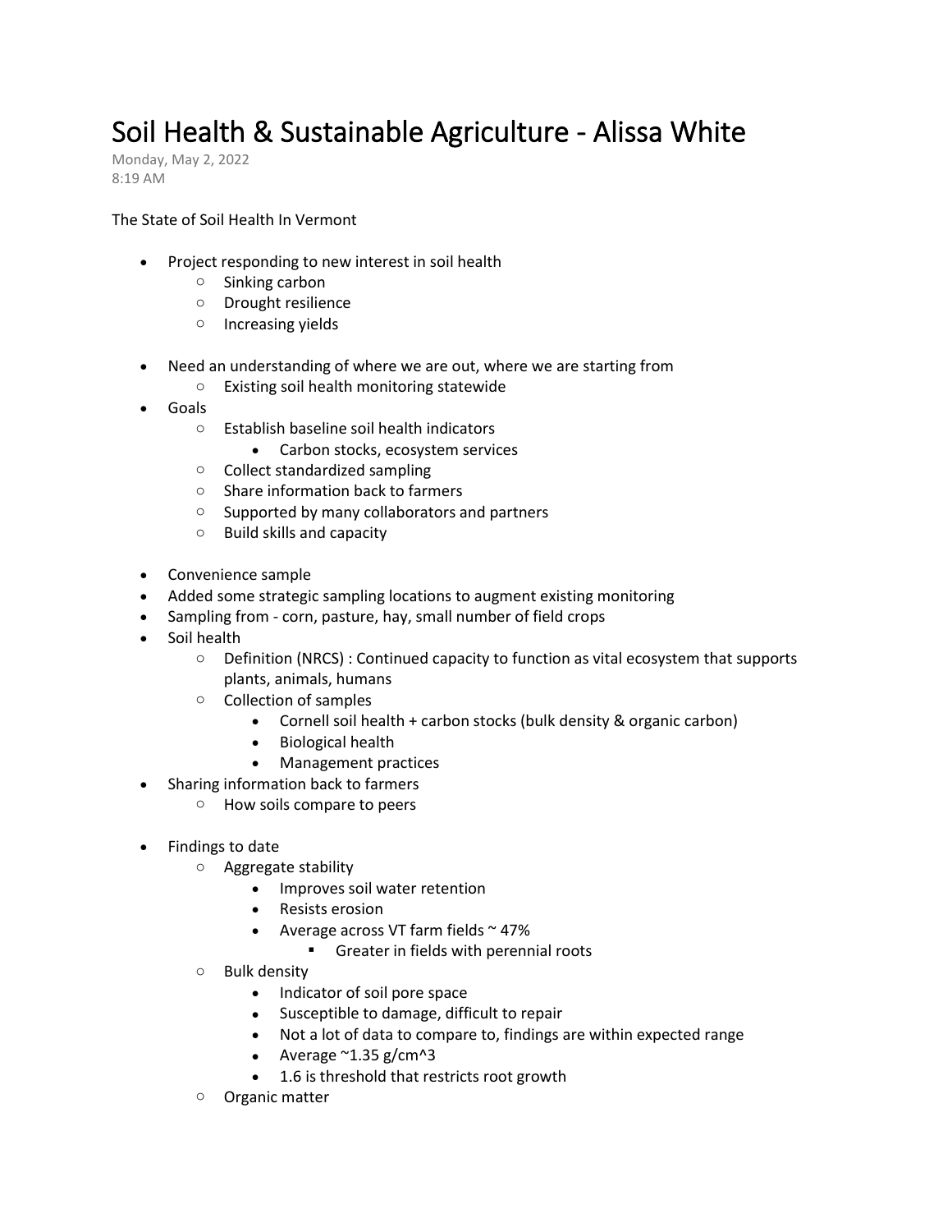# Soil Health & Sustainable Agriculture - Alissa White

Monday, May 2, 2022
8:19 AM

The State of Soil Health In Vermont

- Project responding to new interest in soil health
  - Sinking carbon
  - Drought resilience
  - Increasing yields

- Need an understanding of where we are out, where we are starting from
  - Existing soil health monitoring statewide
- Goals
  - Establish baseline soil health indicators
    - Carbon stocks, ecosystem services
  - Collect standardized sampling
  - Share information back to farmers
  - Supported by many collaborators and partners
  - Build skills and capacity

- Convenience sample
- Added some strategic sampling locations to augment existing monitoring
- Sampling from - corn, pasture, hay, small number of field crops
- Soil health
  - Definition (NRCS) : Continued capacity to function as vital ecosystem that supports plants, animals, humans
  - Collection of samples
    - Cornell soil health + carbon stocks (bulk density & organic carbon)
    - Biological health
    - Management practices
- Sharing information back to farmers
  - How soils compare to peers

- Findings to date
  - Aggregate stability
    - Improves soil water retention
    - Resists erosion
    - Average across VT farm fields ~ 47%
      - Greater in fields with perennial roots
  - Bulk density
    - Indicator of soil pore space
    - Susceptible to damage, difficult to repair
    - Not a lot of data to compare to, findings are within expected range
    - Average ~1.35 g/cm^3
    - 1.6 is threshold that restricts root growth
  - Organic matter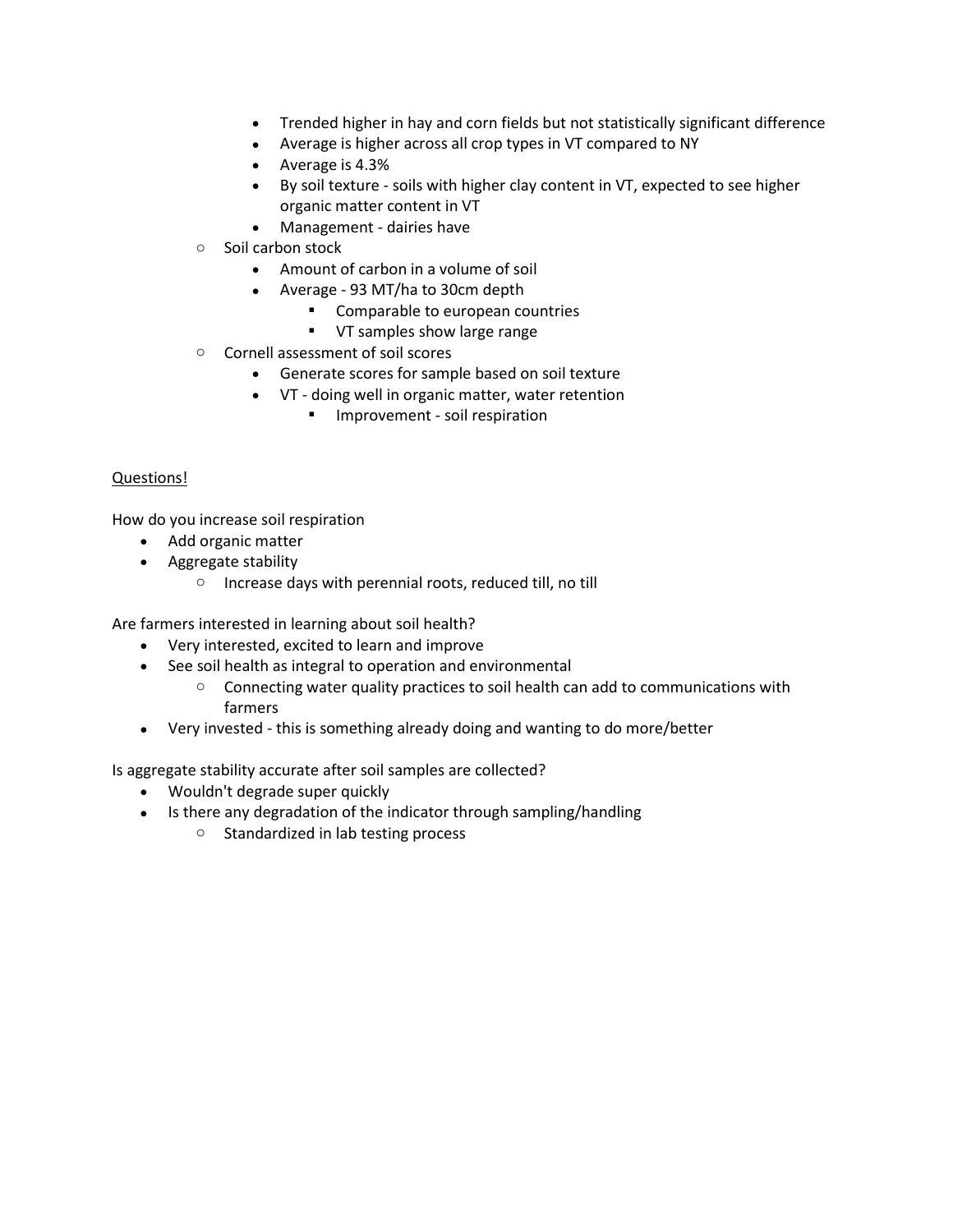- Trended higher in hay and corn fields but not statistically significant difference
      - Average is higher across all crop types in VT compared to NY
      - Average is 4.3%
      - By soil texture - soils with higher clay content in VT, expected to see higher organic matter content in VT
      - Management - dairies have
    - Soil carbon stock
      - Amount of carbon in a volume of soil
      - Average - 93 MT/ha to 30cm depth
        - Comparable to european countries
        - VT samples show large range
    - Cornell assessment of soil scores
      - Generate scores for sample based on soil texture
      - VT - doing well in organic matter, water retention
        - Improvement - soil respiration

<u>Questions!</u>

How do you increase soil respiration

- Add organic matter
- Aggregate stability
  - Increase days with perennial roots, reduced till, no till

Are farmers interested in learning about soil health?

- Very interested, excited to learn and improve
- See soil health as integral to operation and environmental
  - Connecting water quality practices to soil health can add to communications with farmers
- Very invested - this is something already doing and wanting to do more/better

Is aggregate stability accurate after soil samples are collected?

- Wouldn't degrade super quickly
- Is there any degradation of the indicator through sampling/handling
  - Standardized in lab testing process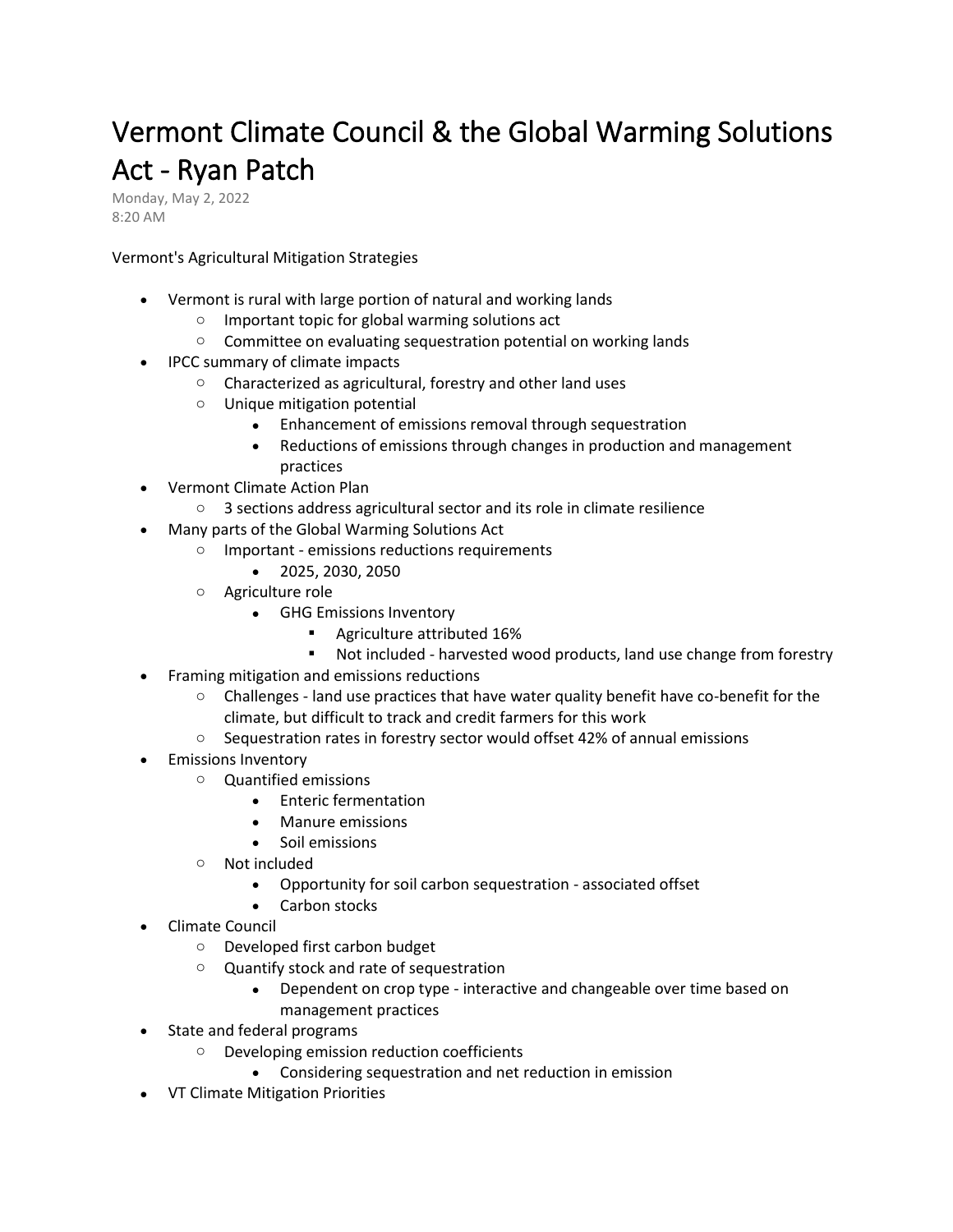# Vermont Climate Council & the Global Warming Solutions Act - Ryan Patch

Monday, May 2, 2022
8:20 AM

Vermont's Agricultural Mitigation Strategies

- Vermont is rural with large portion of natural and working lands
  - Important topic for global warming solutions act
  - Committee on evaluating sequestration potential on working lands
- IPCC summary of climate impacts
  - Characterized as agricultural, forestry and other land uses
  - Unique mitigation potential
    - Enhancement of emissions removal through sequestration
    - Reductions of emissions through changes in production and management practices
- Vermont Climate Action Plan
  - 3 sections address agricultural sector and its role in climate resilience
- Many parts of the Global Warming Solutions Act
  - Important - emissions reductions requirements
    - 2025, 2030, 2050
  - Agriculture role
    - GHG Emissions Inventory
      - Agriculture attributed 16%
      - Not included - harvested wood products, land use change from forestry
- Framing mitigation and emissions reductions
  - Challenges - land use practices that have water quality benefit have co-benefit for the climate, but difficult to track and credit farmers for this work
  - Sequestration rates in forestry sector would offset 42% of annual emissions
- Emissions Inventory
  - Quantified emissions
    - Enteric fermentation
    - Manure emissions
    - Soil emissions
  - Not included
    - Opportunity for soil carbon sequestration - associated offset
    - Carbon stocks
- Climate Council
  - Developed first carbon budget
  - Quantify stock and rate of sequestration
    - Dependent on crop type - interactive and changeable over time based on management practices
- State and federal programs
  - Developing emission reduction coefficients
    - Considering sequestration and net reduction in emission
- VT Climate Mitigation Priorities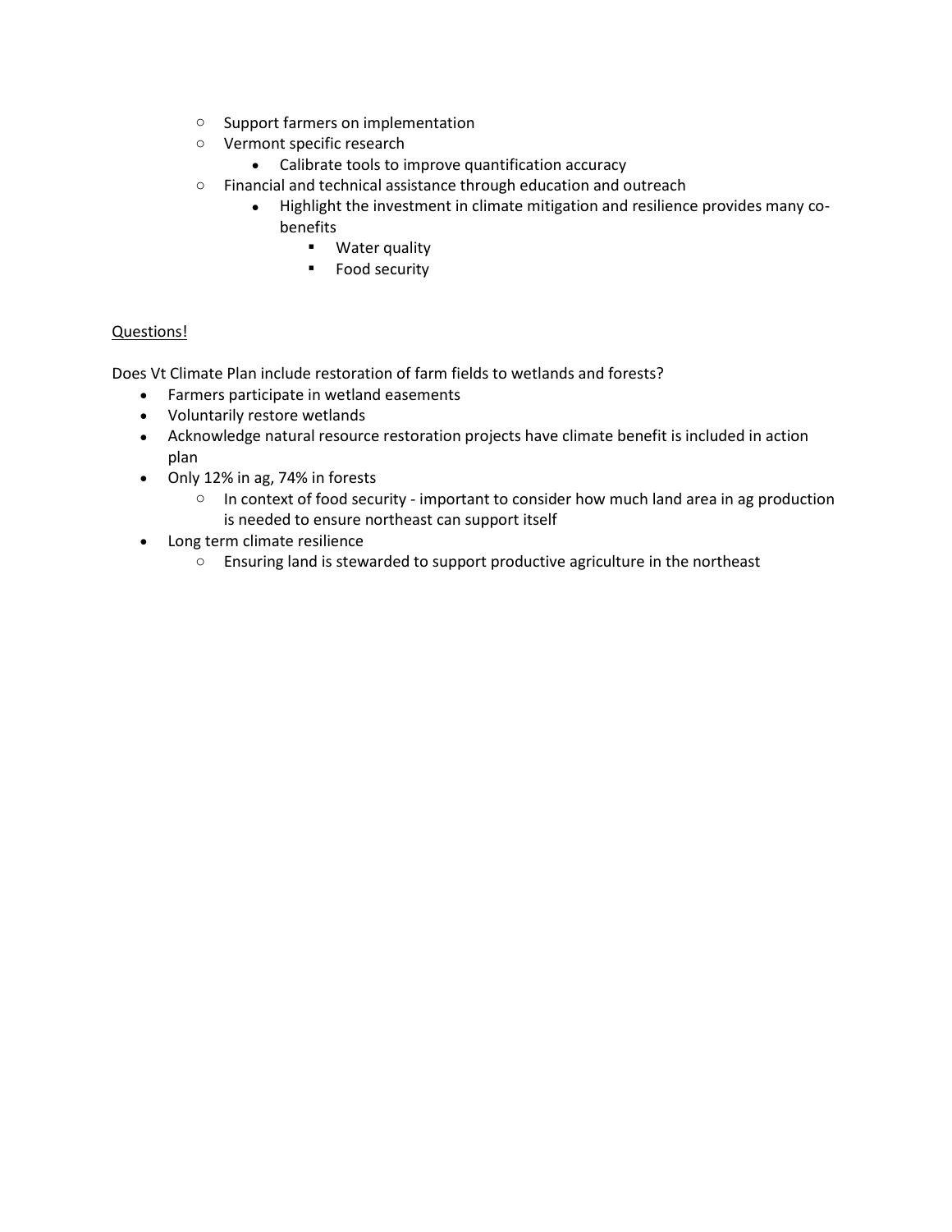- Support farmers on implementation
- Vermont specific research
  - Calibrate tools to improve quantification accuracy
- Financial and technical assistance through education and outreach
  - Highlight the investment in climate mitigation and resilience provides many co-benefits
    - Water quality
    - Food security

<u>Questions!</u>

Does Vt Climate Plan include restoration of farm fields to wetlands and forests?

- Farmers participate in wetland easements
- Voluntarily restore wetlands
- Acknowledge natural resource restoration projects have climate benefit is included in action plan
- Only 12% in ag, 74% in forests
  - In context of food security - important to consider how much land area in ag production is needed to ensure northeast can support itself
- Long term climate resilience
  - Ensuring land is stewarded to support productive agriculture in the northeast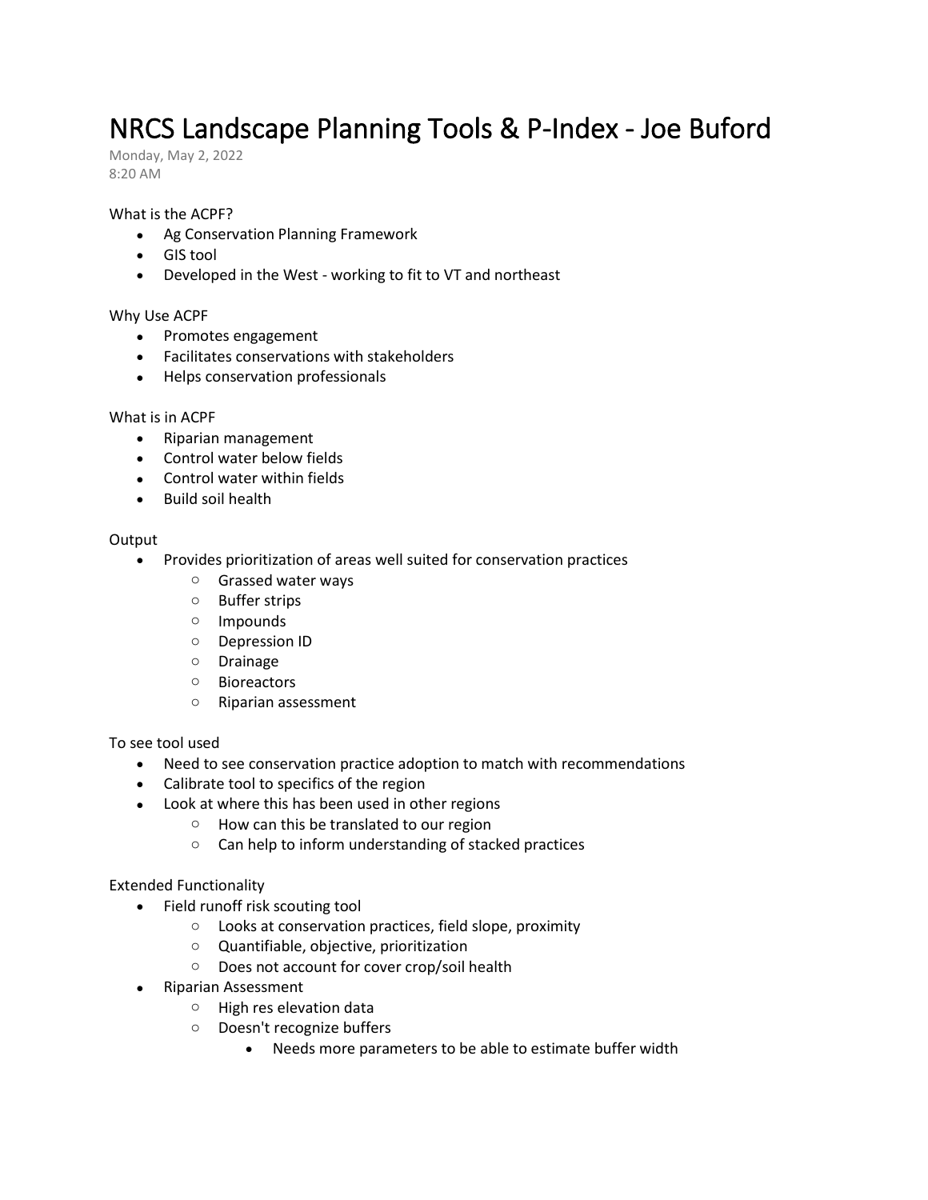# NRCS Landscape Planning Tools & P-Index - Joe Buford

Monday, May 2, 2022
8:20 AM

What is the ACPF?

- Ag Conservation Planning Framework
- GIS tool
- Developed in the West - working to fit to VT and northeast

Why Use ACPF

- Promotes engagement
- Facilitates conservations with stakeholders
- Helps conservation professionals

What is in ACPF

- Riparian management
- Control water below fields
- Control water within fields
- Build soil health

Output

- Provides prioritization of areas well suited for conservation practices
  - Grassed water ways
  - Buffer strips
  - Impounds
  - Depression ID
  - Drainage
  - Bioreactors
  - Riparian assessment

To see tool used

- Need to see conservation practice adoption to match with recommendations
- Calibrate tool to specifics of the region
- Look at where this has been used in other regions
  - How can this be translated to our region
  - Can help to inform understanding of stacked practices

Extended Functionality

- Field runoff risk scouting tool
  - Looks at conservation practices, field slope, proximity
  - Quantifiable, objective, prioritization
  - Does not account for cover crop/soil health
- Riparian Assessment
  - High res elevation data
  - Doesn't recognize buffers
    - Needs more parameters to be able to estimate buffer width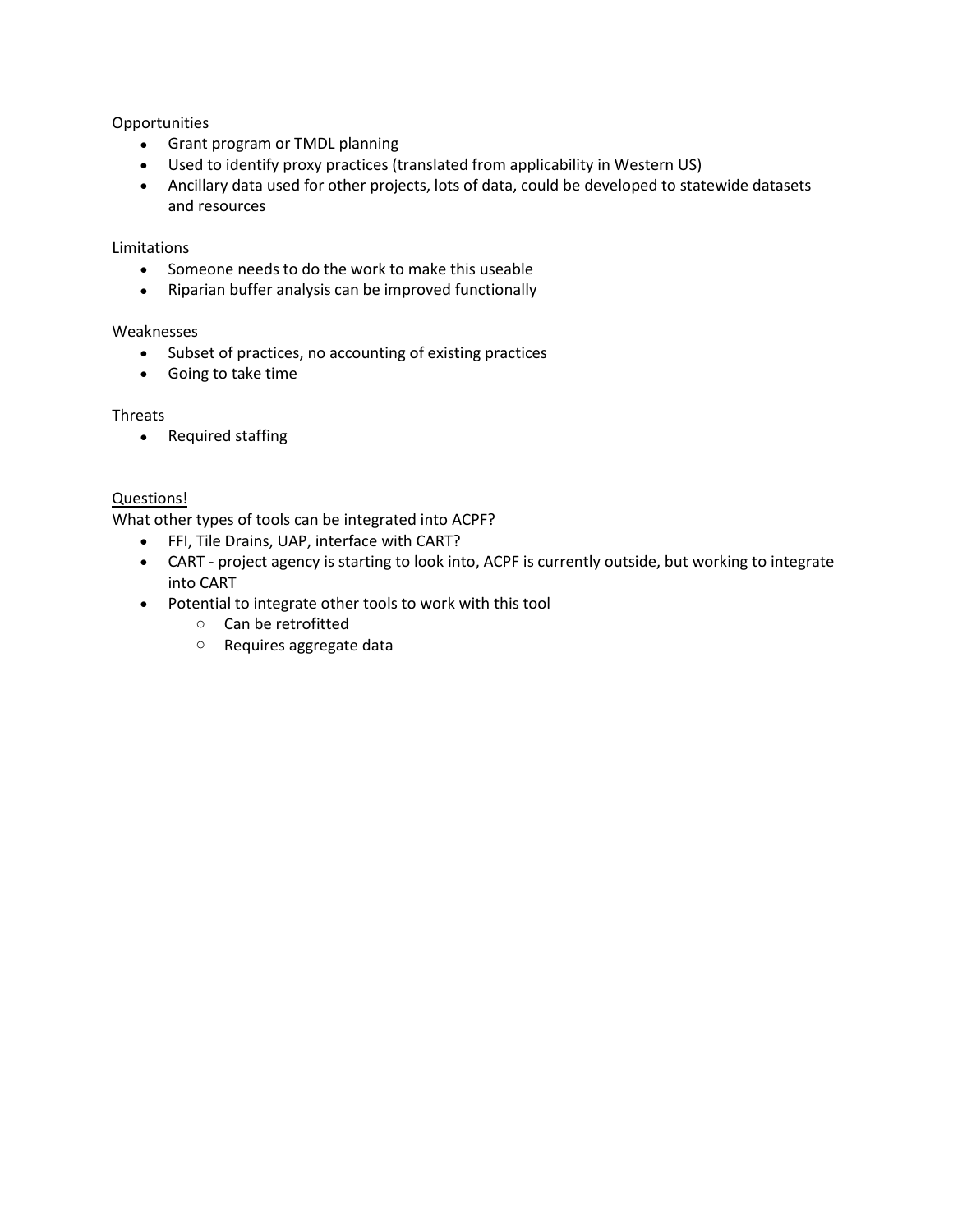Opportunities

- Grant program or TMDL planning
- Used to identify proxy practices (translated from applicability in Western US)
- Ancillary data used for other projects, lots of data, could be developed to statewide datasets and resources

Limitations

- Someone needs to do the work to make this useable
- Riparian buffer analysis can be improved functionally

Weaknesses

- Subset of practices, no accounting of existing practices
- Going to take time

Threats

- Required staffing

<u>Questions!</u>

What other types of tools can be integrated into ACPF?

- FFI, Tile Drains, UAP, interface with CART?
- CART - project agency is starting to look into, ACPF is currently outside, but working to integrate into CART
- Potential to integrate other tools to work with this tool
  - Can be retrofitted
  - Requires aggregate data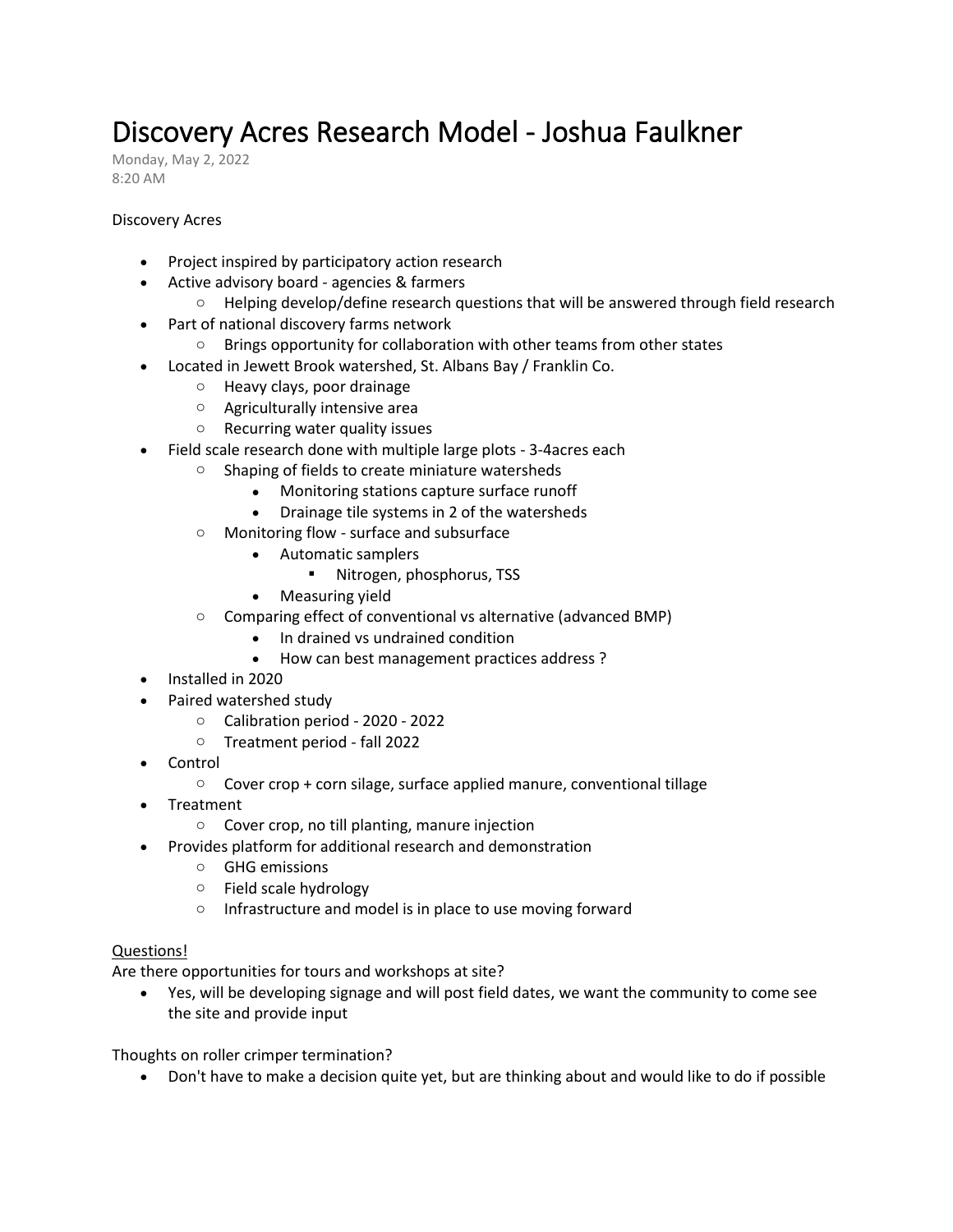# Discovery Acres Research Model - Joshua Faulkner

Monday, May 2, 2022
8:20 AM

Discovery Acres

- Project inspired by participatory action research
- Active advisory board - agencies & farmers
    - Helping develop/define research questions that will be answered through field research
- Part of national discovery farms network
    - Brings opportunity for collaboration with other teams from other states
- Located in Jewett Brook watershed, St. Albans Bay / Franklin Co.
    - Heavy clays, poor drainage
    - Agriculturally intensive area
    - Recurring water quality issues
- Field scale research done with multiple large plots - 3-4acres each
    - Shaping of fields to create miniature watersheds
        - Monitoring stations capture surface runoff
        - Drainage tile systems in 2 of the watersheds
    - Monitoring flow - surface and subsurface
        - Automatic samplers
            - Nitrogen, phosphorus, TSS
        - Measuring yield
    - Comparing effect of conventional vs alternative (advanced BMP)
        - In drained vs undrained condition
        - How can best management practices address ?
- Installed in 2020
- Paired watershed study
    - Calibration period - 2020 - 2022
    - Treatment period - fall 2022
- Control
    - Cover crop + corn silage, surface applied manure, conventional tillage
- Treatment
    - Cover crop, no till planting, manure injection
- Provides platform for additional research and demonstration
    - GHG emissions
    - Field scale hydrology
    - Infrastructure and model is in place to use moving forward

<u>Questions!</u>

Are there opportunities for tours and workshops at site?

- Yes, will be developing signage and will post field dates, we want the community to come see the site and provide input

Thoughts on roller crimper termination?

- Don't have to make a decision quite yet, but are thinking about and would like to do if possible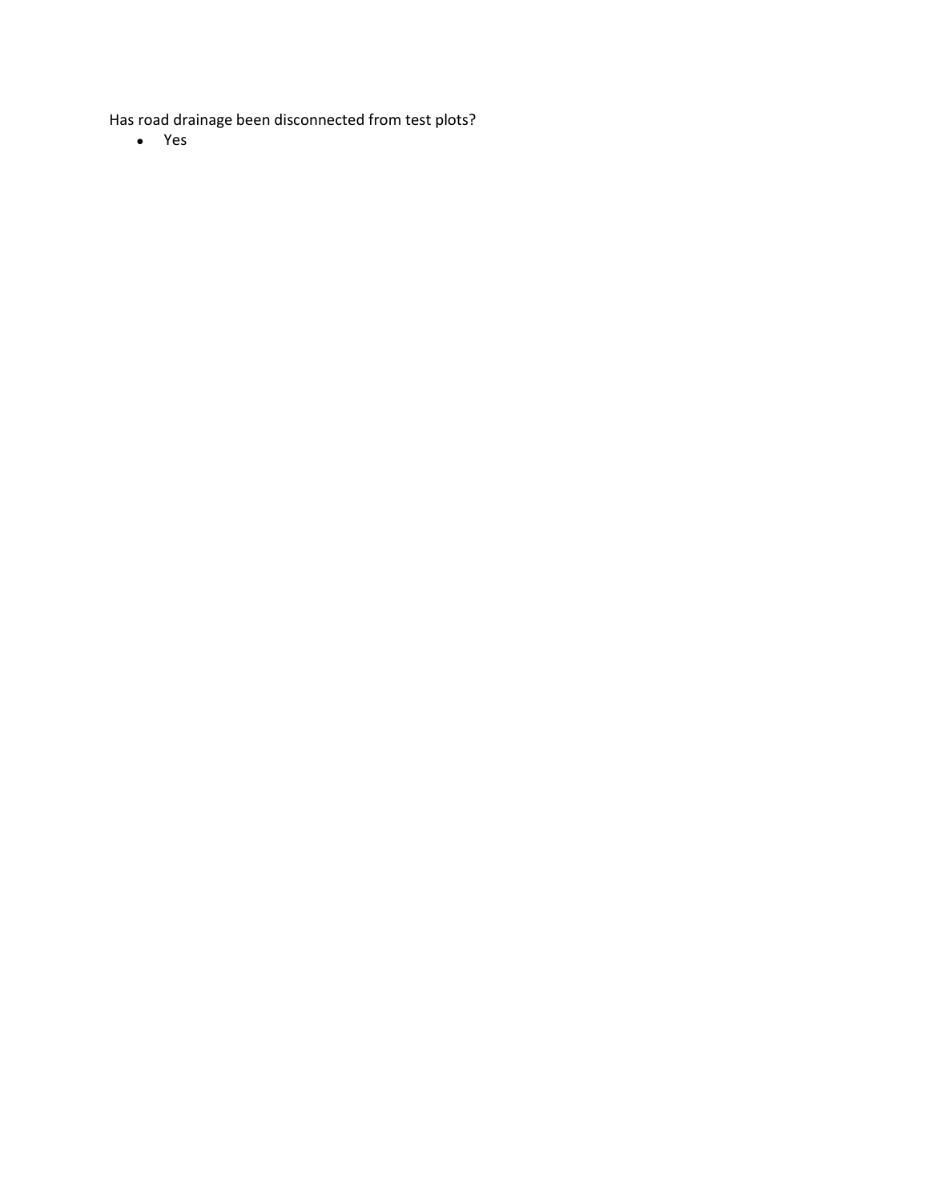Has road drainage been disconnected from test plots?

- Yes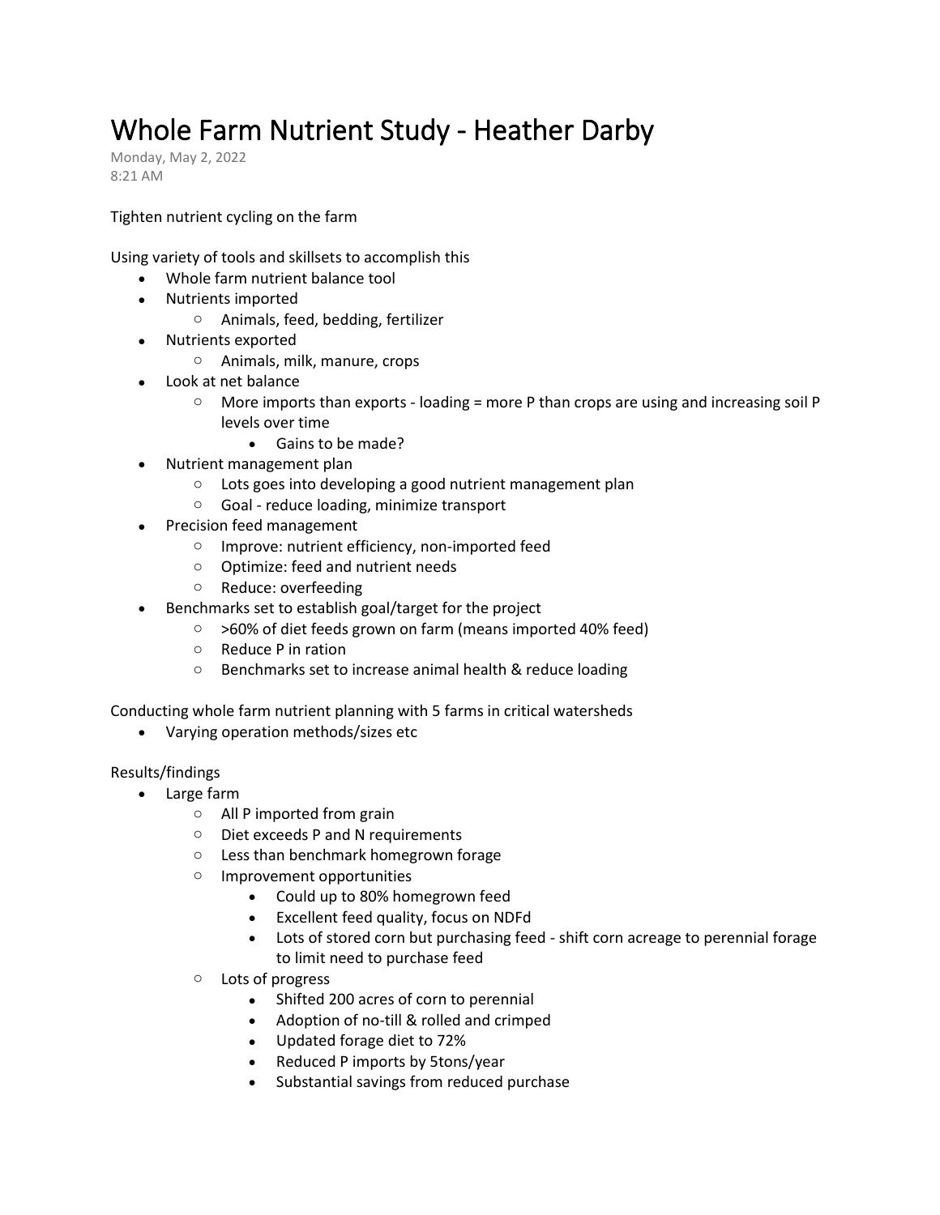# Whole Farm Nutrient Study - Heather Darby

Monday, May 2, 2022
8:21 AM

Tighten nutrient cycling on the farm

Using variety of tools and skillsets to accomplish this

- Whole farm nutrient balance tool
- Nutrients imported
    - Animals, feed, bedding, fertilizer
- Nutrients exported
    - Animals, milk, manure, crops
- Look at net balance
    - More imports than exports - loading = more P than crops are using and increasing soil P levels over time
        - Gains to be made?
- Nutrient management plan
    - Lots goes into developing a good nutrient management plan
    - Goal - reduce loading, minimize transport
- Precision feed management
    - Improve: nutrient efficiency, non-imported feed
    - Optimize: feed and nutrient needs
    - Reduce: overfeeding
- Benchmarks set to establish goal/target for the project
    - >60% of diet feeds grown on farm (means imported 40% feed)
    - Reduce P in ration
    - Benchmarks set to increase animal health & reduce loading

Conducting whole farm nutrient planning with 5 farms in critical watersheds

- Varying operation methods/sizes etc

Results/findings

- Large farm
    - All P imported from grain
    - Diet exceeds P and N requirements
    - Less than benchmark homegrown forage
    - Improvement opportunities
        - Could up to 80% homegrown feed
        - Excellent feed quality, focus on NDFd
        - Lots of stored corn but purchasing feed - shift corn acreage to perennial forage to limit need to purchase feed
    - Lots of progress
        - Shifted 200 acres of corn to perennial
        - Adoption of no-till & rolled and crimped
        - Updated forage diet to 72%
        - Reduced P imports by 5tons/year
        - Substantial savings from reduced purchase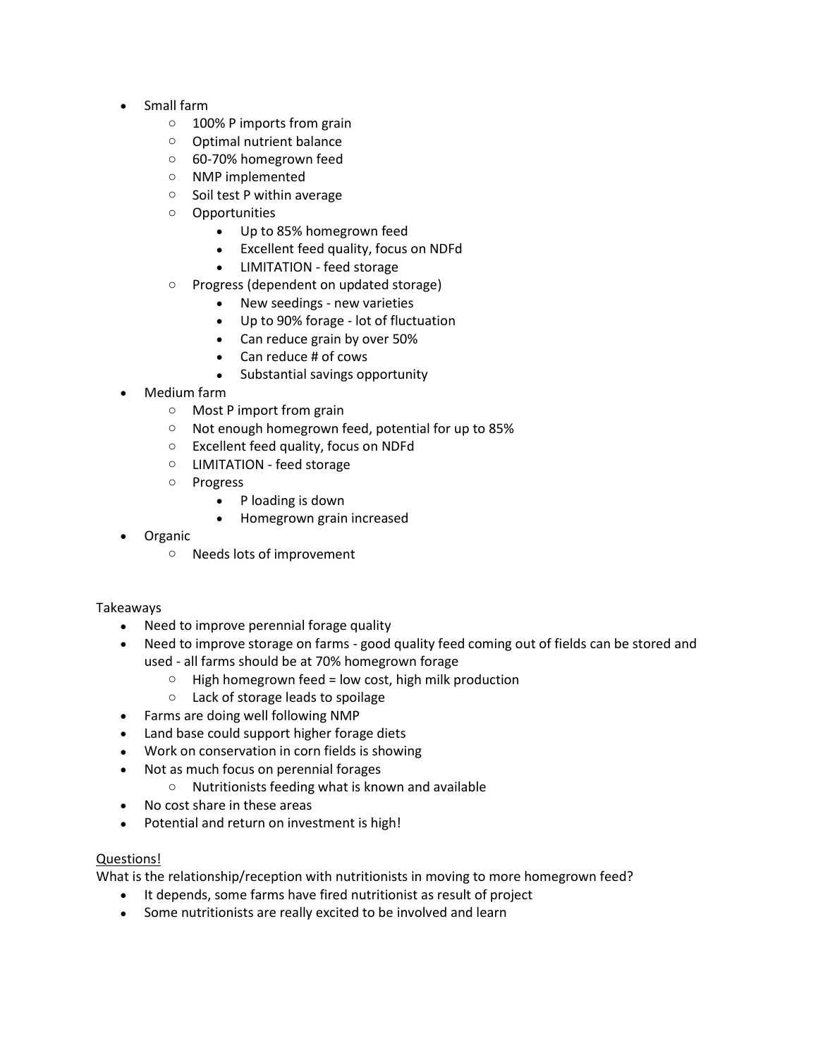- Small farm
  - 100% P imports from grain
  - Optimal nutrient balance
  - 60-70% homegrown feed
  - NMP implemented
  - Soil test P within average
  - Opportunities
    - Up to 85% homegrown feed
    - Excellent feed quality, focus on NDFd
    - LIMITATION - feed storage
  - Progress (dependent on updated storage)
    - New seedings - new varieties
    - Up to 90% forage - lot of fluctuation
    - Can reduce grain by over 50%
    - Can reduce # of cows
    - Substantial savings opportunity
- Medium farm
  - Most P import from grain
  - Not enough homegrown feed, potential for up to 85%
  - Excellent feed quality, focus on NDFd
  - LIMITATION - feed storage
  - Progress
    - P loading is down
    - Homegrown grain increased
- Organic
  - Needs lots of improvement

Takeaways

- Need to improve perennial forage quality
- Need to improve storage on farms - good quality feed coming out of fields can be stored and used - all farms should be at 70% homegrown forage
  - High homegrown feed = low cost, high milk production
  - Lack of storage leads to spoilage
- Farms are doing well following NMP
- Land base could support higher forage diets
- Work on conservation in corn fields is showing
- Not as much focus on perennial forages
  - Nutritionists feeding what is known and available
- No cost share in these areas
- Potential and return on investment is high!

<u>Questions!</u>

What is the relationship/reception with nutritionists in moving to more homegrown feed?

- It depends, some farms have fired nutritionist as result of project
- Some nutritionists are really excited to be involved and learn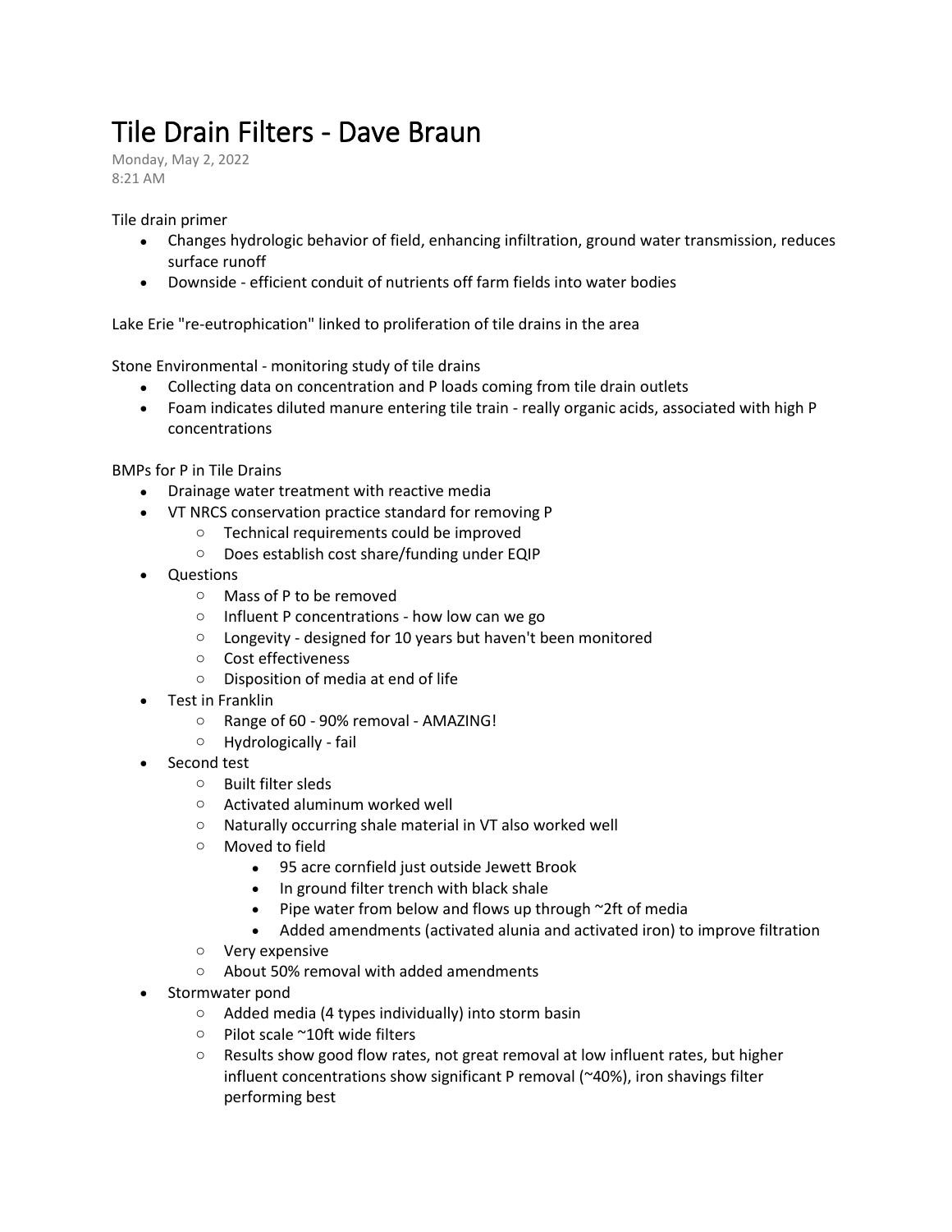# Tile Drain Filters - Dave Braun

Monday, May 2, 2022
8:21 AM

Tile drain primer

- Changes hydrologic behavior of field, enhancing infiltration, ground water transmission, reduces surface runoff
- Downside - efficient conduit of nutrients off farm fields into water bodies

Lake Erie "re-eutrophication" linked to proliferation of tile drains in the area

Stone Environmental - monitoring study of tile drains

- Collecting data on concentration and P loads coming from tile drain outlets
- Foam indicates diluted manure entering tile train - really organic acids, associated with high P concentrations

BMPs for P in Tile Drains

- Drainage water treatment with reactive media
- VT NRCS conservation practice standard for removing P
    - Technical requirements could be improved
    - Does establish cost share/funding under EQIP
- Questions
    - Mass of P to be removed
    - Influent P concentrations - how low can we go
    - Longevity - designed for 10 years but haven't been monitored
    - Cost effectiveness
    - Disposition of media at end of life
- Test in Franklin
    - Range of 60 - 90% removal - AMAZING!
    - Hydrologically - fail
- Second test
    - Built filter sleds
    - Activated aluminum worked well
    - Naturally occurring shale material in VT also worked well
    - Moved to field
        - 95 acre cornfield just outside Jewett Brook
        - In ground filter trench with black shale
        - Pipe water from below and flows up through ~2ft of media
        - Added amendments (activated alunia and activated iron) to improve filtration
    - Very expensive
    - About 50% removal with added amendments
- Stormwater pond
    - Added media (4 types individually) into storm basin
    - Pilot scale ~10ft wide filters
    - Results show good flow rates, not great removal at low influent rates, but higher influent concentrations show significant P removal (~40%), iron shavings filter performing best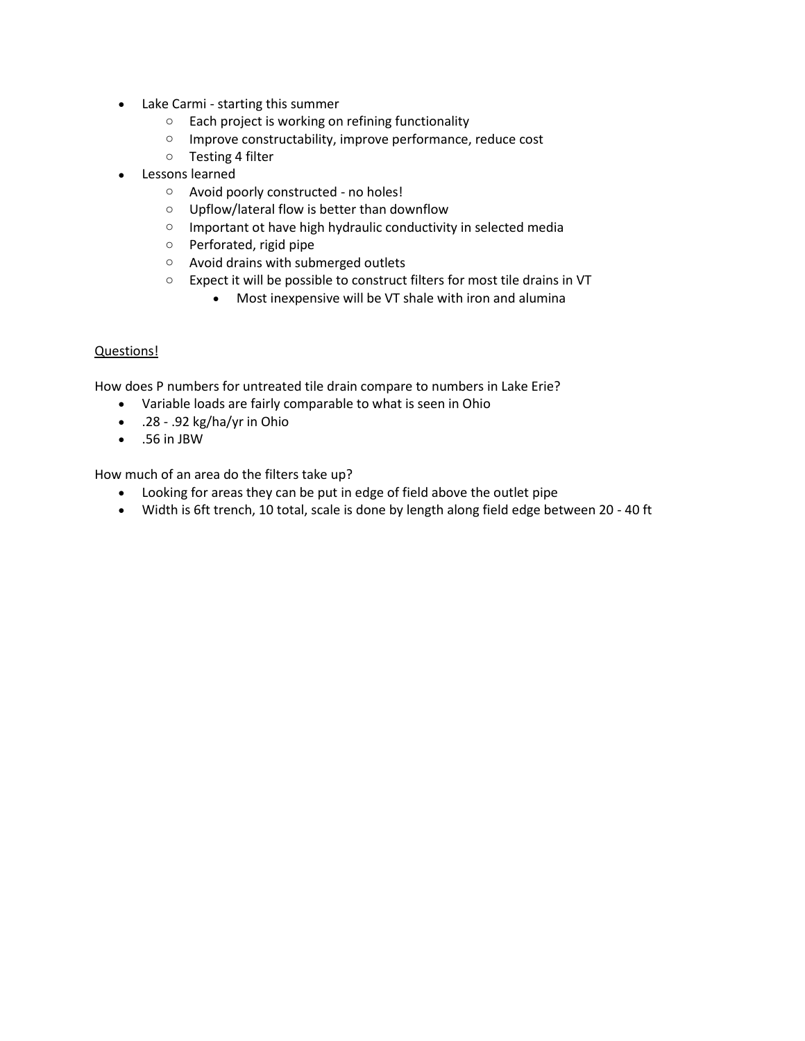- Lake Carmi - starting this summer
  - Each project is working on refining functionality
  - Improve constructability, improve performance, reduce cost
  - Testing 4 filter
- Lessons learned
  - Avoid poorly constructed - no holes!
  - Upflow/lateral flow is better than downflow
  - Important ot have high hydraulic conductivity in selected media
  - Perforated, rigid pipe
  - Avoid drains with submerged outlets
  - Expect it will be possible to construct filters for most tile drains in VT
    - Most inexpensive will be VT shale with iron and alumina

<u>Questions!</u>

How does P numbers for untreated tile drain compare to numbers in Lake Erie?

- Variable loads are fairly comparable to what is seen in Ohio
- .28 - .92 kg/ha/yr in Ohio
- .56 in JBW

How much of an area do the filters take up?

- Looking for areas they can be put in edge of field above the outlet pipe
- Width is 6ft trench, 10 total, scale is done by length along field edge between 20 - 40 ft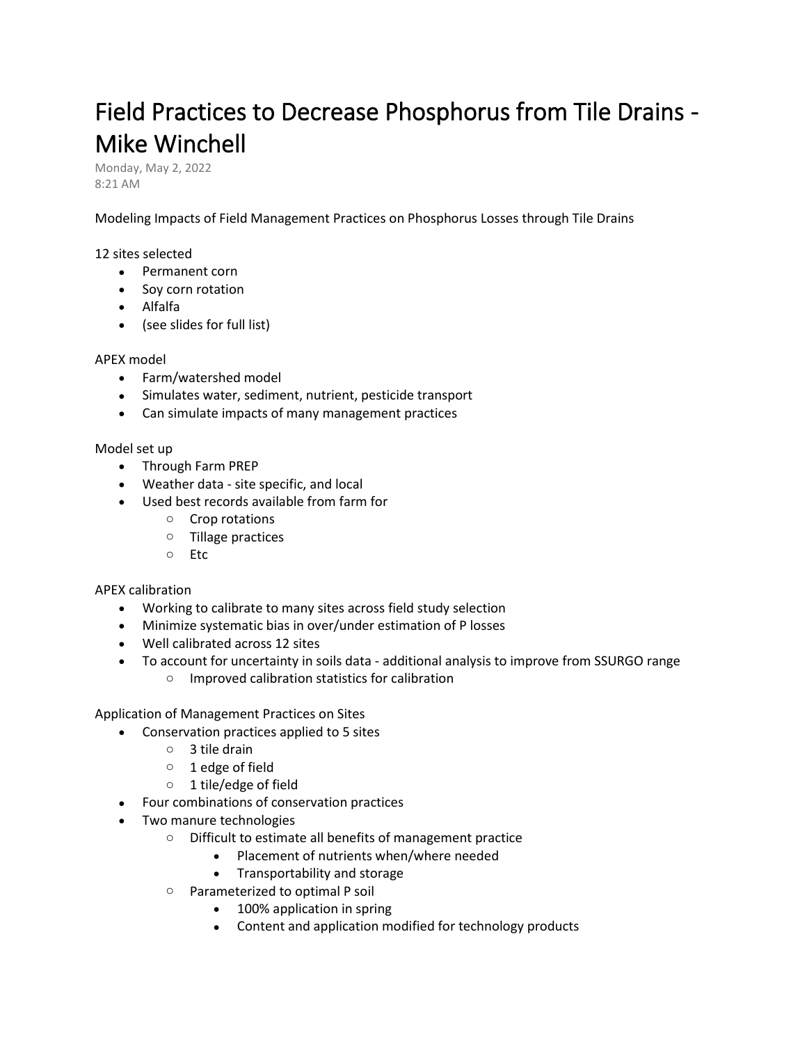# Field Practices to Decrease Phosphorus from Tile Drains - Mike Winchell

Monday, May 2, 2022
8:21 AM

Modeling Impacts of Field Management Practices on Phosphorus Losses through Tile Drains

12 sites selected

- Permanent corn
- Soy corn rotation
- Alfalfa
- (see slides for full list)

APEX model

- Farm/watershed model
- Simulates water, sediment, nutrient, pesticide transport
- Can simulate impacts of many management practices

Model set up

- Through Farm PREP
- Weather data - site specific, and local
- Used best records available from farm for
    - Crop rotations
    - Tillage practices
    - Etc

APEX calibration

- Working to calibrate to many sites across field study selection
- Minimize systematic bias in over/under estimation of P losses
- Well calibrated across 12 sites
- To account for uncertainty in soils data - additional analysis to improve from SSURGO range
    - Improved calibration statistics for calibration

Application of Management Practices on Sites

- Conservation practices applied to 5 sites
    - 3 tile drain
    - 1 edge of field
    - 1 tile/edge of field
- Four combinations of conservation practices
- Two manure technologies
    - Difficult to estimate all benefits of management practice
        - Placement of nutrients when/where needed
        - Transportability and storage
    - Parameterized to optimal P soil
        - 100% application in spring
        - Content and application modified for technology products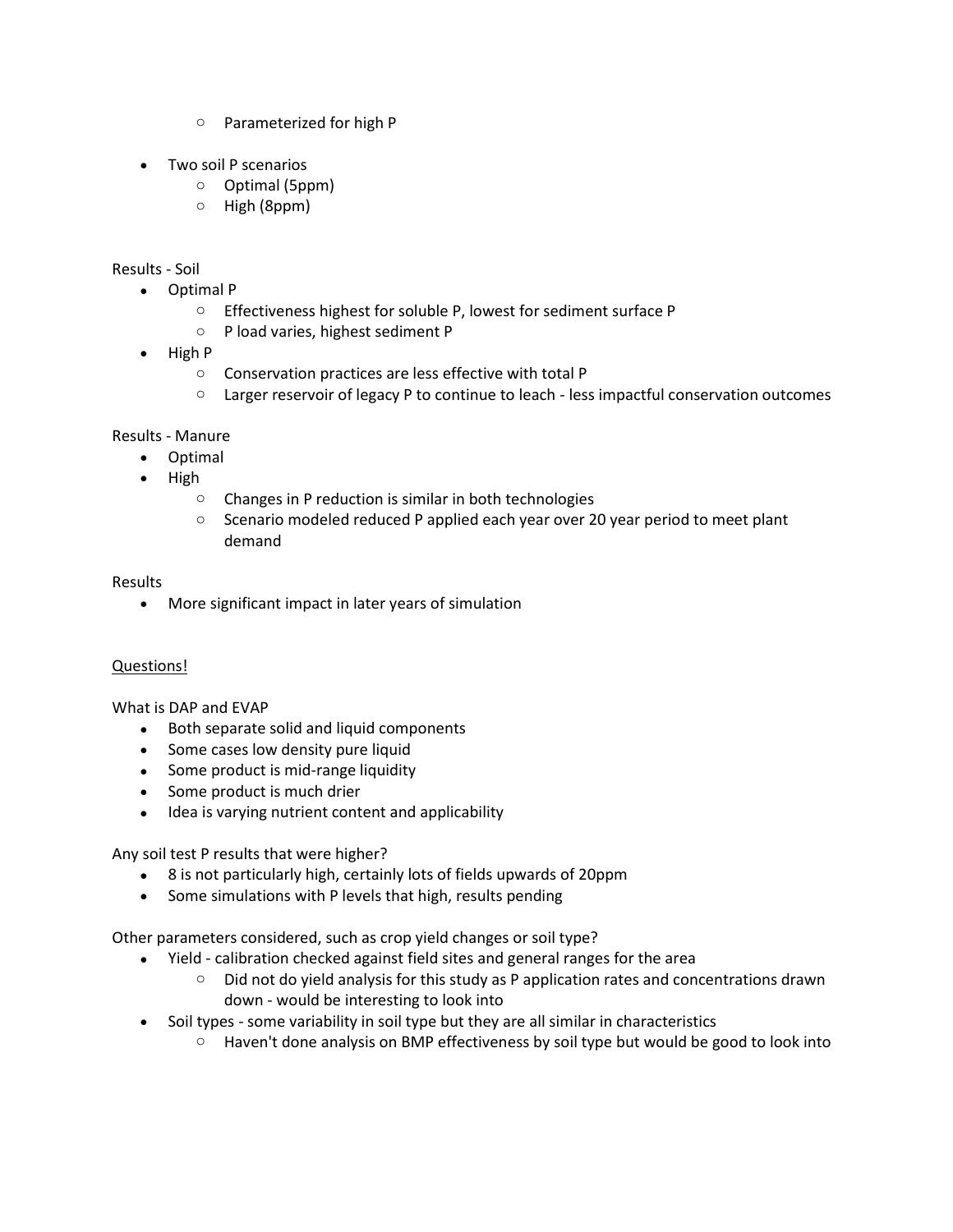- Parameterized for high P

- Two soil P scenarios
    - Optimal (5ppm)
    - High (8ppm)

Results - Soil

- Optimal P
    - Effectiveness highest for soluble P, lowest for sediment surface P
    - P load varies, highest sediment P
- High P
    - Conservation practices are less effective with total P
    - Larger reservoir of legacy P to continue to leach - less impactful conservation outcomes

Results - Manure

- Optimal
- High
    - Changes in P reduction is similar in both technologies
    - Scenario modeled reduced P applied each year over 20 year period to meet plant demand

Results

- More significant impact in later years of simulation

<u>Questions!</u>

What is DAP and EVAP

- Both separate solid and liquid components
- Some cases low density pure liquid
- Some product is mid-range liquidity
- Some product is much drier
- Idea is varying nutrient content and applicability

Any soil test P results that were higher?

- 8 is not particularly high, certainly lots of fields upwards of 20ppm
- Some simulations with P levels that high, results pending

Other parameters considered, such as crop yield changes or soil type?

- Yield - calibration checked against field sites and general ranges for the area
    - Did not do yield analysis for this study as P application rates and concentrations drawn down - would be interesting to look into
- Soil types - some variability in soil type but they are all similar in characteristics
    - Haven't done analysis on BMP effectiveness by soil type but would be good to look into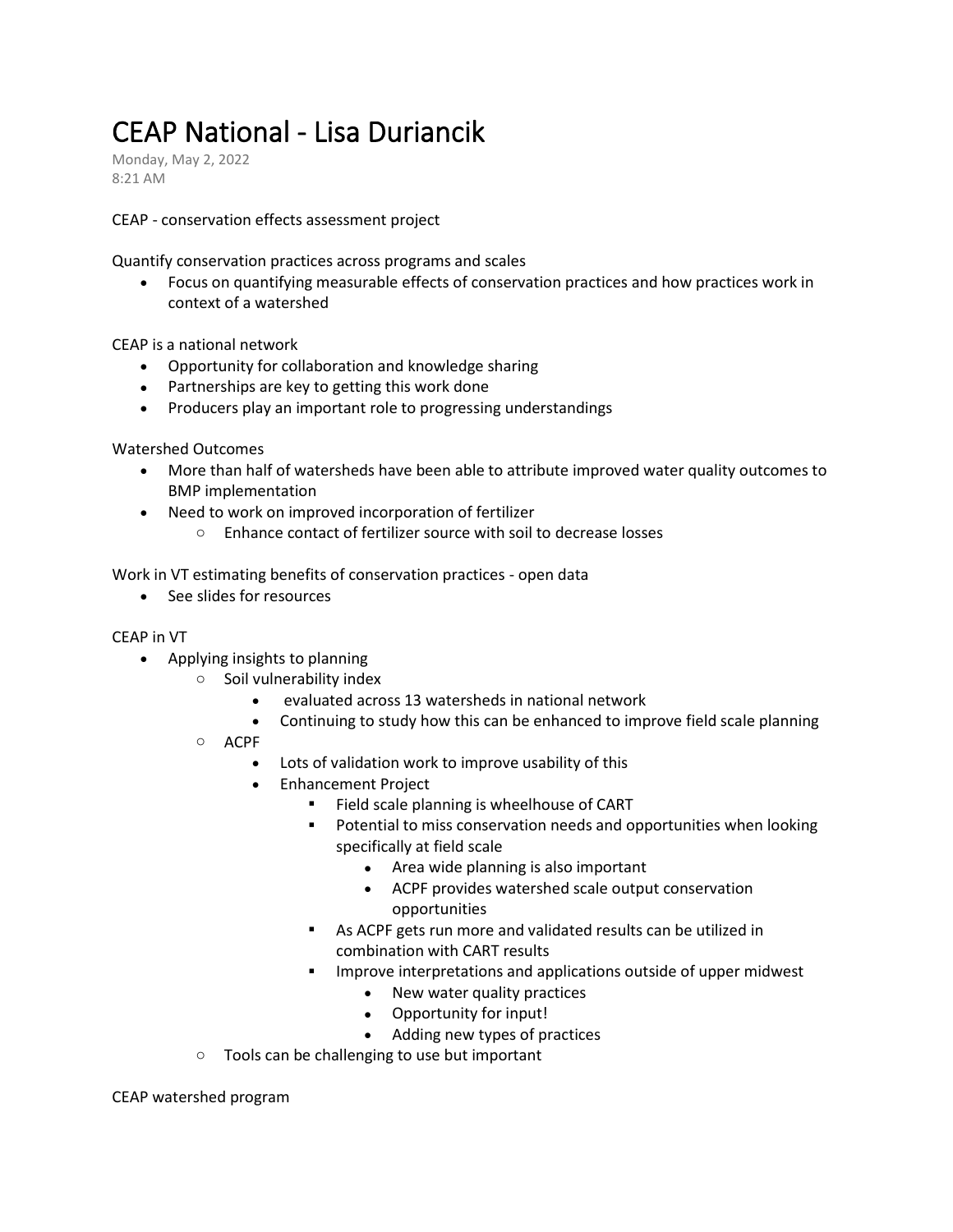# CEAP National - Lisa Duriancik

Monday, May 2, 2022
8:21 AM

CEAP - conservation effects assessment project

Quantify conservation practices across programs and scales

- Focus on quantifying measurable effects of conservation practices and how practices work in context of a watershed

CEAP is a national network

- Opportunity for collaboration and knowledge sharing
- Partnerships are key to getting this work done
- Producers play an important role to progressing understandings

Watershed Outcomes

- More than half of watersheds have been able to attribute improved water quality outcomes to BMP implementation
- Need to work on improved incorporation of fertilizer
  - Enhance contact of fertilizer source with soil to decrease losses

Work in VT estimating benefits of conservation practices - open data

- See slides for resources

CEAP in VT

- Applying insights to planning
  - Soil vulnerability index
    - evaluated across 13 watersheds in national network
    - Continuing to study how this can be enhanced to improve field scale planning
  - ACPF
    - Lots of validation work to improve usability of this
    - Enhancement Project
      - Field scale planning is wheelhouse of CART
      - Potential to miss conservation needs and opportunities when looking specifically at field scale
        - Area wide planning is also important
        - ACPF provides watershed scale output conservation opportunities
      - As ACPF gets run more and validated results can be utilized in combination with CART results
      - Improve interpretations and applications outside of upper midwest
        - New water quality practices
        - Opportunity for input!
        - Adding new types of practices
  - Tools can be challenging to use but important

CEAP watershed program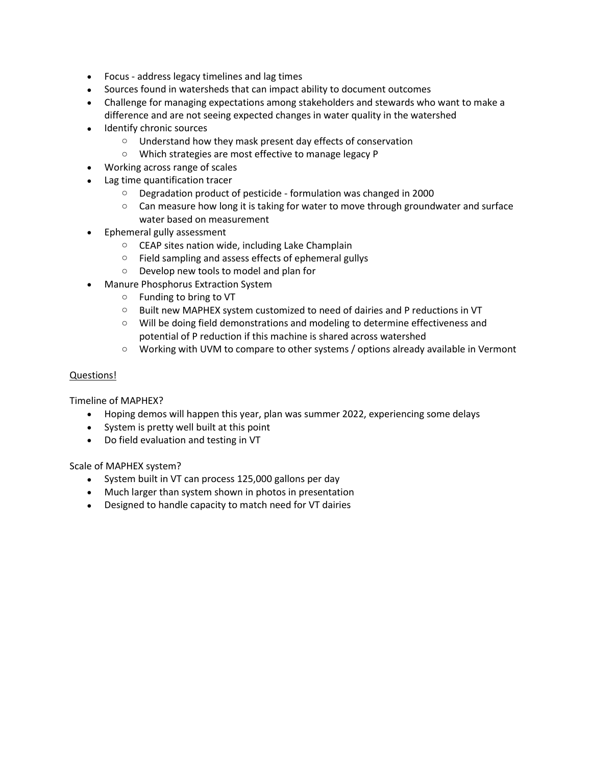- Focus - address legacy timelines and lag times
- Sources found in watersheds that can impact ability to document outcomes
- Challenge for managing expectations among stakeholders and stewards who want to make a difference and are not seeing expected changes in water quality in the watershed
- Identify chronic sources
    - Understand how they mask present day effects of conservation
    - Which strategies are most effective to manage legacy P
- Working across range of scales
- Lag time quantification tracer
    - Degradation product of pesticide - formulation was changed in 2000
    - Can measure how long it is taking for water to move through groundwater and surface water based on measurement
- Ephemeral gully assessment
    - CEAP sites nation wide, including Lake Champlain
    - Field sampling and assess effects of ephemeral gullys
    - Develop new tools to model and plan for
- Manure Phosphorus Extraction System
    - Funding to bring to VT
    - Built new MAPHEX system customized to need of dairies and P reductions in VT
    - Will be doing field demonstrations and modeling to determine effectiveness and potential of P reduction if this machine is shared across watershed
    - Working with UVM to compare to other systems / options already available in Vermont

<u>Questions!</u>

Timeline of MAPHEX?

- Hoping demos will happen this year, plan was summer 2022, experiencing some delays
- System is pretty well built at this point
- Do field evaluation and testing in VT

Scale of MAPHEX system?

- System built in VT can process 125,000 gallons per day
- Much larger than system shown in photos in presentation
- Designed to handle capacity to match need for VT dairies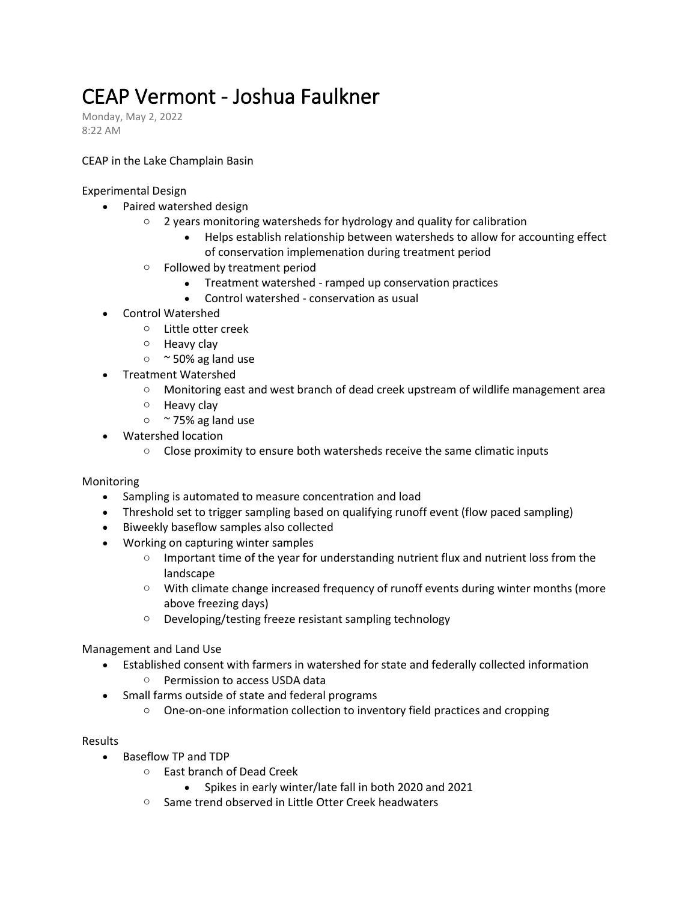# CEAP Vermont - Joshua Faulkner

Monday, May 2, 2022
8:22 AM

CEAP in the Lake Champlain Basin

Experimental Design

- Paired watershed design
  - 2 years monitoring watersheds for hydrology and quality for calibration
    - Helps establish relationship between watersheds to allow for accounting effect of conservation implemenation during treatment period
  - Followed by treatment period
    - Treatment watershed - ramped up conservation practices
    - Control watershed - conservation as usual
- Control Watershed
  - Little otter creek
  - Heavy clay
  - ~ 50% ag land use
- Treatment Watershed
  - Monitoring east and west branch of dead creek upstream of wildlife management area
  - Heavy clay
  - ~ 75% ag land use
- Watershed location
  - Close proximity to ensure both watersheds receive the same climatic inputs

Monitoring

- Sampling is automated to measure concentration and load
- Threshold set to trigger sampling based on qualifying runoff event (flow paced sampling)
- Biweekly baseflow samples also collected
- Working on capturing winter samples
  - Important time of the year for understanding nutrient flux and nutrient loss from the landscape
  - With climate change increased frequency of runoff events during winter months (more above freezing days)
  - Developing/testing freeze resistant sampling technology

Management and Land Use

- Established consent with farmers in watershed for state and federally collected information
  - Permission to access USDA data
- Small farms outside of state and federal programs
  - One-on-one information collection to inventory field practices and cropping

Results

- Baseflow TP and TDP
  - East branch of Dead Creek
    - Spikes in early winter/late fall in both 2020 and 2021
  - Same trend observed in Little Otter Creek headwaters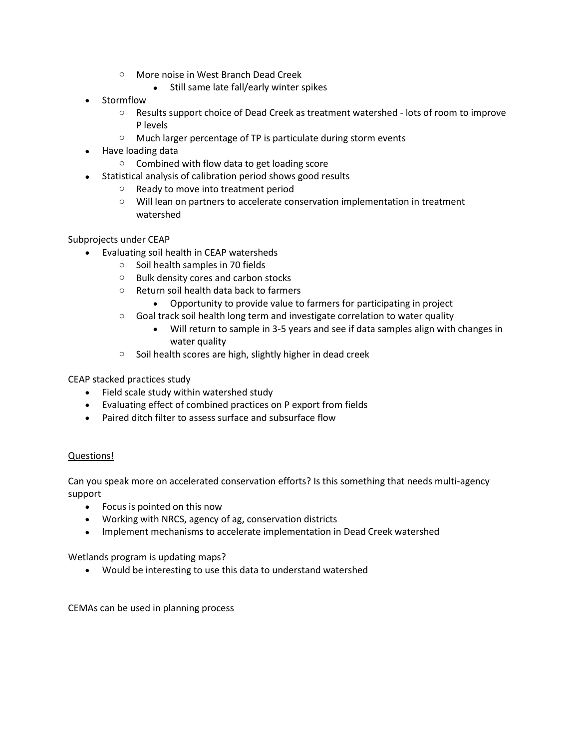- More noise in West Branch Dead Creek
        - Still same late fall/early winter spikes
- Stormflow
    - Results support choice of Dead Creek as treatment watershed - lots of room to improve P levels
    - Much larger percentage of TP is particulate during storm events
- Have loading data
    - Combined with flow data to get loading score
- Statistical analysis of calibration period shows good results
    - Ready to move into treatment period
    - Will lean on partners to accelerate conservation implementation in treatment watershed

Subprojects under CEAP

- Evaluating soil health in CEAP watersheds
    - Soil health samples in 70 fields
    - Bulk density cores and carbon stocks
    - Return soil health data back to farmers
        - Opportunity to provide value to farmers for participating in project
    - Goal track soil health long term and investigate correlation to water quality
        - Will return to sample in 3-5 years and see if data samples align with changes in water quality
    - Soil health scores are high, slightly higher in dead creek

CEAP stacked practices study

- Field scale study within watershed study
- Evaluating effect of combined practices on P export from fields
- Paired ditch filter to assess surface and subsurface flow

<u>Questions!</u>

Can you speak more on accelerated conservation efforts? Is this something that needs multi-agency support

- Focus is pointed on this now
- Working with NRCS, agency of ag, conservation districts
- Implement mechanisms to accelerate implementation in Dead Creek watershed

Wetlands program is updating maps?

- Would be interesting to use this data to understand watershed

CEMAs can be used in planning process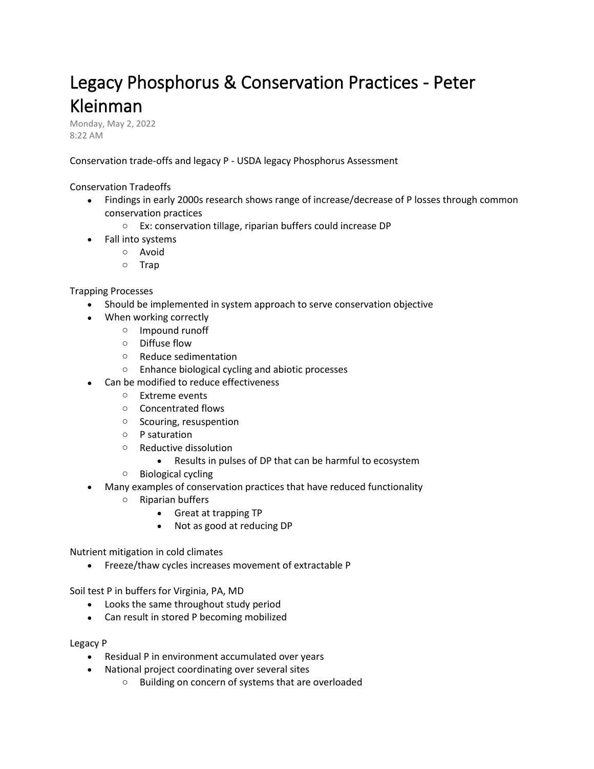# Legacy Phosphorus & Conservation Practices - Peter Kleinman

Monday, May 2, 2022
8:22 AM

Conservation trade-offs and legacy P - USDA legacy Phosphorus Assessment

Conservation Tradeoffs

- Findings in early 2000s research shows range of increase/decrease of P losses through common conservation practices
    - Ex: conservation tillage, riparian buffers could increase DP
- Fall into systems
    - Avoid
    - Trap

Trapping Processes

- Should be implemented in system approach to serve conservation objective
- When working correctly
    - Impound runoff
    - Diffuse flow
    - Reduce sedimentation
    - Enhance biological cycling and abiotic processes
- Can be modified to reduce effectiveness
    - Extreme events
    - Concentrated flows
    - Scouring, resuspention
    - P saturation
    - Reductive dissolution
        - Results in pulses of DP that can be harmful to ecosystem
    - Biological cycling
- Many examples of conservation practices that have reduced functionality
    - Riparian buffers
        - Great at trapping TP
        - Not as good at reducing DP

Nutrient mitigation in cold climates

- Freeze/thaw cycles increases movement of extractable P

Soil test P in buffers for Virginia, PA, MD

- Looks the same throughout study period
- Can result in stored P becoming mobilized

Legacy P

- Residual P in environment accumulated over years
- National project coordinating over several sites
    - Building on concern of systems that are overloaded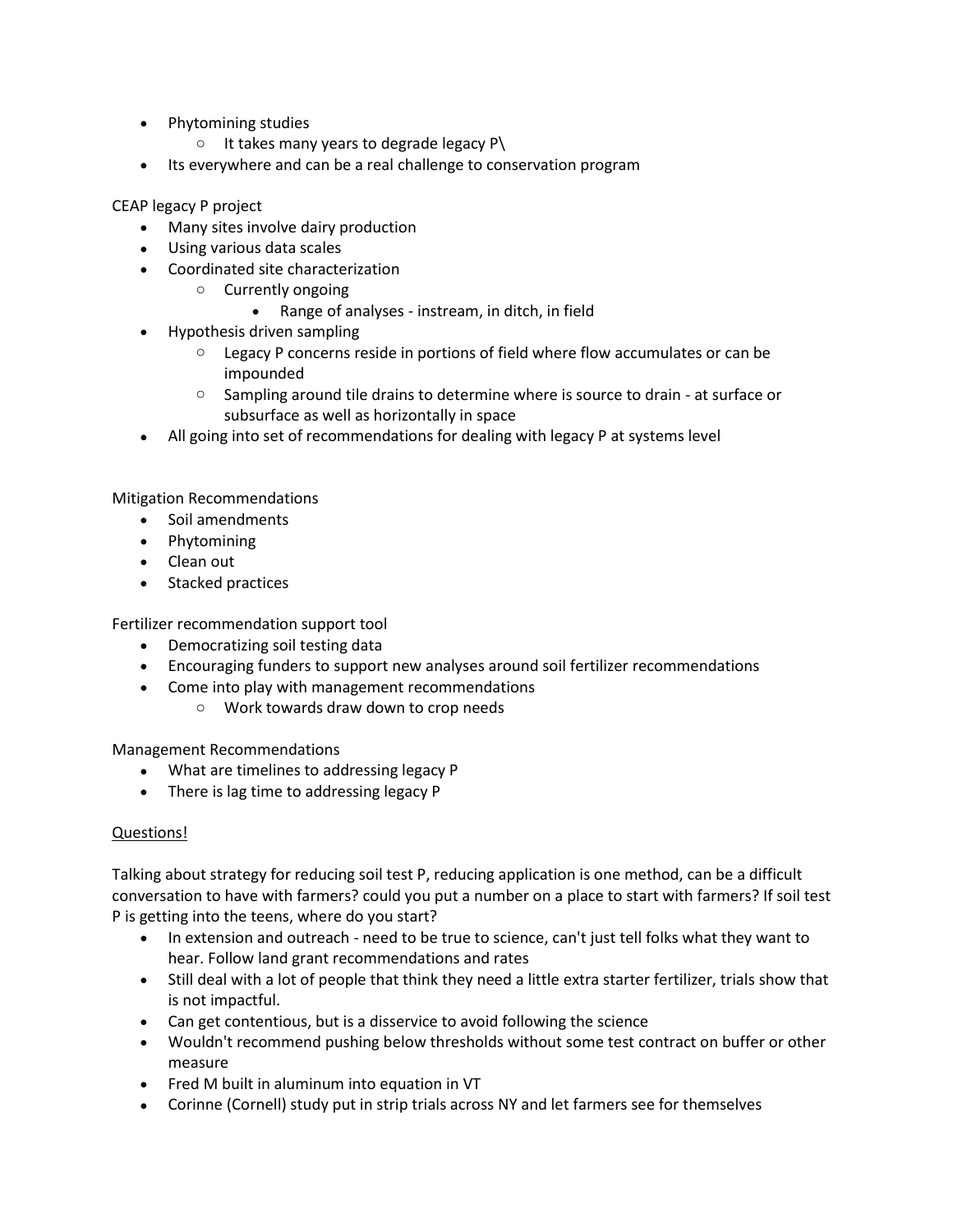- Phytomining studies
    - It takes many years to degrade legacy P\
- Its everywhere and can be a real challenge to conservation program

CEAP legacy P project

- Many sites involve dairy production
- Using various data scales
- Coordinated site characterization
    - Currently ongoing
        - Range of analyses - instream, in ditch, in field
- Hypothesis driven sampling
    - Legacy P concerns reside in portions of field where flow accumulates or can be impounded
    - Sampling around tile drains to determine where is source to drain - at surface or subsurface as well as horizontally in space
- All going into set of recommendations for dealing with legacy P at systems level

Mitigation Recommendations

- Soil amendments
- Phytomining
- Clean out
- Stacked practices

Fertilizer recommendation support tool

- Democratizing soil testing data
- Encouraging funders to support new analyses around soil fertilizer recommendations
- Come into play with management recommendations
    - Work towards draw down to crop needs

Management Recommendations

- What are timelines to addressing legacy P
- There is lag time to addressing legacy P

<u>Questions!</u>

Talking about strategy for reducing soil test P, reducing application is one method, can be a difficult conversation to have with farmers? could you put a number on a place to start with farmers? If soil test P is getting into the teens, where do you start?

- In extension and outreach - need to be true to science, can't just tell folks what they want to hear. Follow land grant recommendations and rates
- Still deal with a lot of people that think they need a little extra starter fertilizer, trials show that is not impactful.
- Can get contentious, but is a disservice to avoid following the science
- Wouldn't recommend pushing below thresholds without some test contract on buffer or other measure
- Fred M built in aluminum into equation in VT
- Corinne (Cornell) study put in strip trials across NY and let farmers see for themselves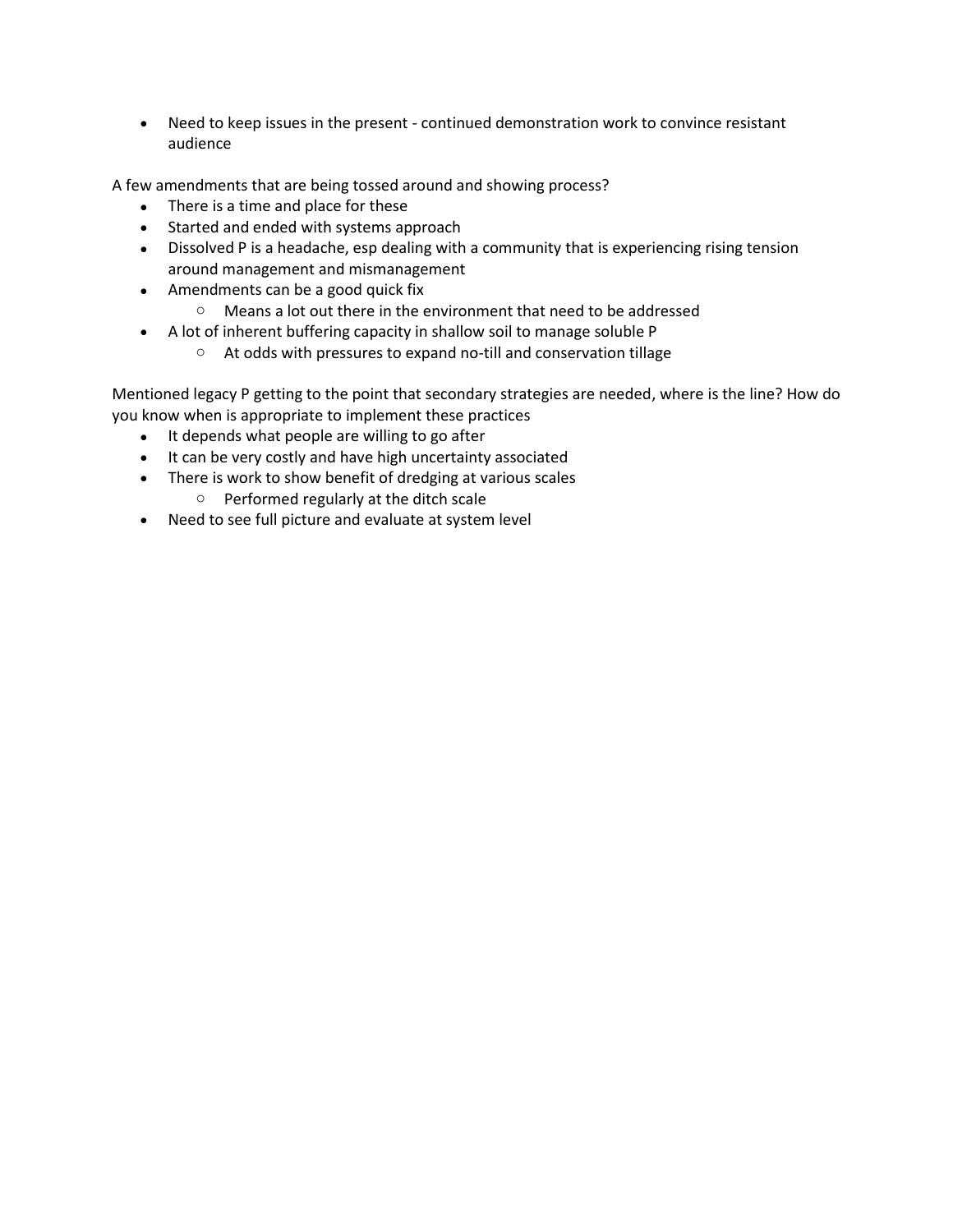- Need to keep issues in the present - continued demonstration work to convince resistant audience

A few amendments that are being tossed around and showing process?

- There is a time and place for these
- Started and ended with systems approach
- Dissolved P is a headache, esp dealing with a community that is experiencing rising tension around management and mismanagement
- Amendments can be a good quick fix
  - Means a lot out there in the environment that need to be addressed
- A lot of inherent buffering capacity in shallow soil to manage soluble P
  - At odds with pressures to expand no-till and conservation tillage

Mentioned legacy P getting to the point that secondary strategies are needed, where is the line? How do you know when is appropriate to implement these practices

- It depends what people are willing to go after
- It can be very costly and have high uncertainty associated
- There is work to show benefit of dredging at various scales
  - Performed regularly at the ditch scale
- Need to see full picture and evaluate at system level